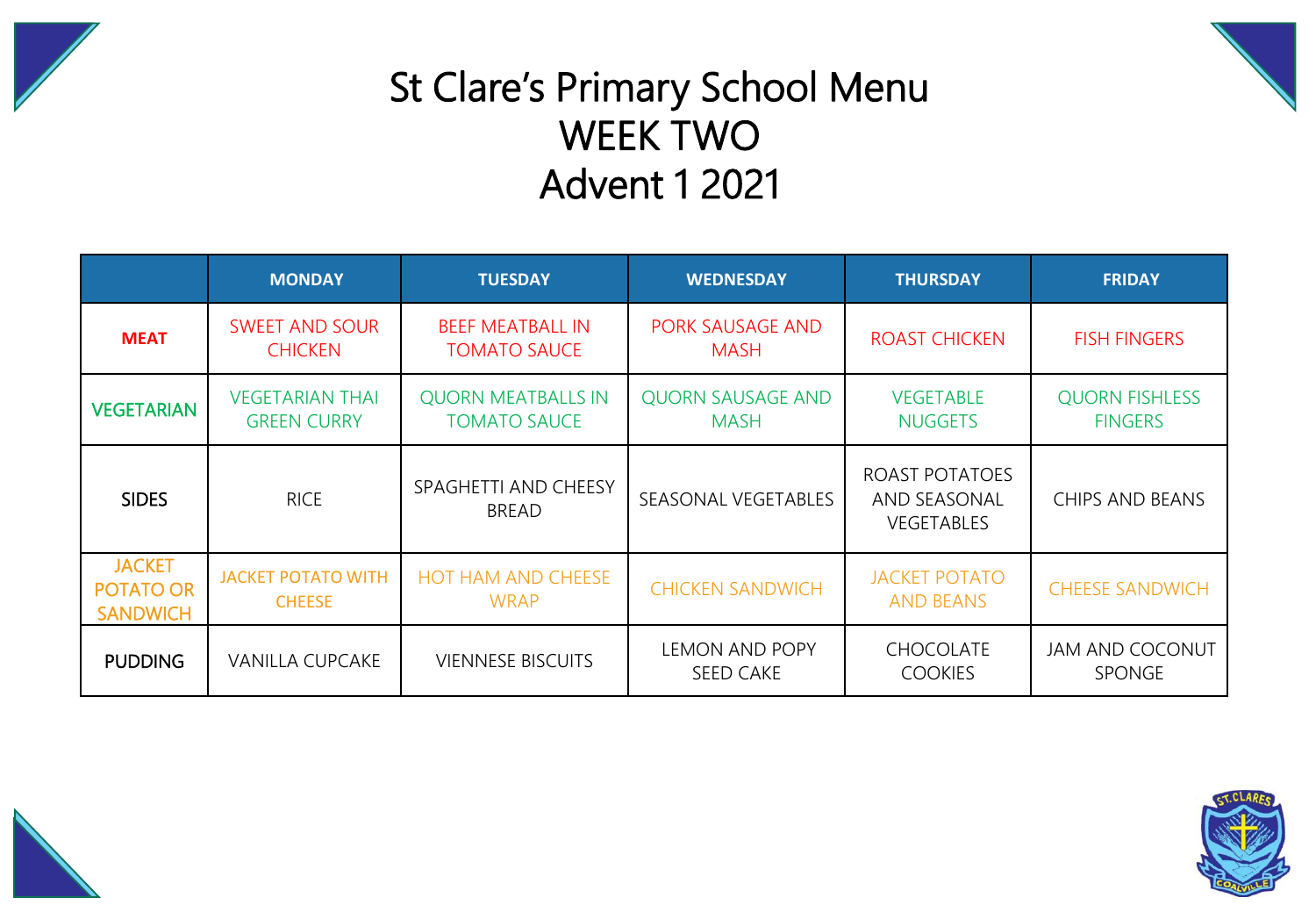# St Clare's Primary School Menu
# WEEK TWO
# Advent 1 2021

| | MONDAY | TUESDAY | WEDNESDAY | THURSDAY | FRIDAY |
|---|---|---|---|---|---|
| **MEAT** | SWEET AND SOUR CHICKEN | BEEF MEATBALL IN TOMATO SAUCE | PORK SAUSAGE AND MASH | ROAST CHICKEN | FISH FINGERS |
| VEGETARIAN | VEGETARIAN THAI GREEN CURRY | QUORN MEATBALLS IN TOMATO SAUCE | QUORN SAUSAGE AND MASH | VEGETABLE NUGGETS | QUORN FISHLESS FINGERS |
| SIDES | RICE | SPAGHETTI AND CHEESY BREAD | SEASONAL VEGETABLES | ROAST POTATOES AND SEASONAL VEGETABLES | CHIPS AND BEANS |
| JACKET POTATO OR SANDWICH | JACKET POTATO WITH CHEESE | HOT HAM AND CHEESE WRAP | CHICKEN SANDWICH | JACKET POTATO AND BEANS | CHEESE SANDWICH |
| PUDDING | VANILLA CUPCAKE | VIENNESE BISCUITS | LEMON AND POPY SEED CAKE | CHOCOLATE COOKIES | JAM AND COCONUT SPONGE |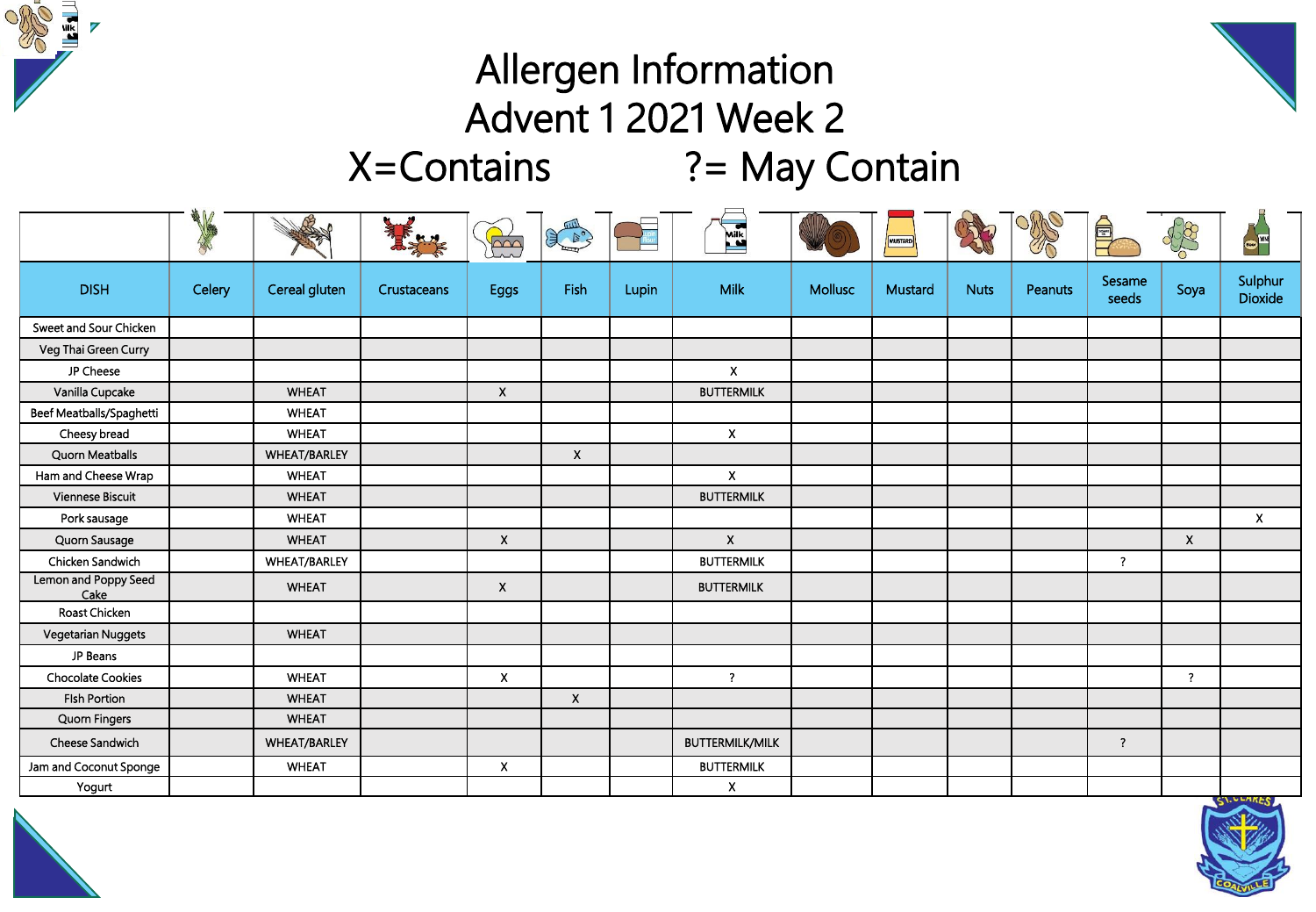# Allergen Information
# Advent 1 2021 Week 2
# X=Contains ?= May Contain

| DISH | Celery | Cereal gluten | Crustaceans | Eggs | Fish | Lupin | Milk | Mollusc | Mustard | Nuts | Peanuts | Sesame seeds | Soya | Sulphur Dioxide |
|---|---|---|---|---|---|---|---|---|---|---|---|---|---|---|
| Sweet and Sour Chicken | | | | | | | | | | | | | | |
| Veg Thai Green Curry | | | | | | | | | | | | | | |
| JP Cheese | | | | | | | X | | | | | | | |
| Vanilla Cupcake | | WHEAT | | X | | | BUTTERMILK | | | | | | | |
| Beef Meatballs/Spaghetti | | WHEAT | | | | | | | | | | | | |
| Cheesy bread | | WHEAT | | | | | X | | | | | | | |
| Quorn Meatballs | | WHEAT/BARLEY | | | X | | | | | | | | | |
| Ham and Cheese Wrap | | WHEAT | | | | | X | | | | | | | |
| Viennese Biscuit | | WHEAT | | | | | BUTTERMILK | | | | | | | |
| Pork sausage | | WHEAT | | | | | | | | | | | | X |
| Quorn Sausage | | WHEAT | | X | | | X | | | | | | X | |
| Chicken Sandwich | | WHEAT/BARLEY | | | | | BUTTERMILK | | | | | ? | | |
| Lemon and Poppy Seed Cake | | WHEAT | | X | | | BUTTERMILK | | | | | | | |
| Roast Chicken | | | | | | | | | | | | | | |
| Vegetarian Nuggets | | WHEAT | | | | | | | | | | | | |
| JP Beans | | | | | | | | | | | | | | |
| Chocolate Cookies | | WHEAT | | X | | | ? | | | | | | ? | |
| FIsh Portion | | WHEAT | | | X | | | | | | | | | |
| Quorn Fingers | | WHEAT | | | | | | | | | | | | |
| Cheese Sandwich | | WHEAT/BARLEY | | | | | BUTTERMILK/MILK | | | | | ? | | |
| Jam and Coconut Sponge | | WHEAT | | X | | | BUTTERMILK | | | | | | | |
| Yogurt | | | | | | | X | | | | | | | |